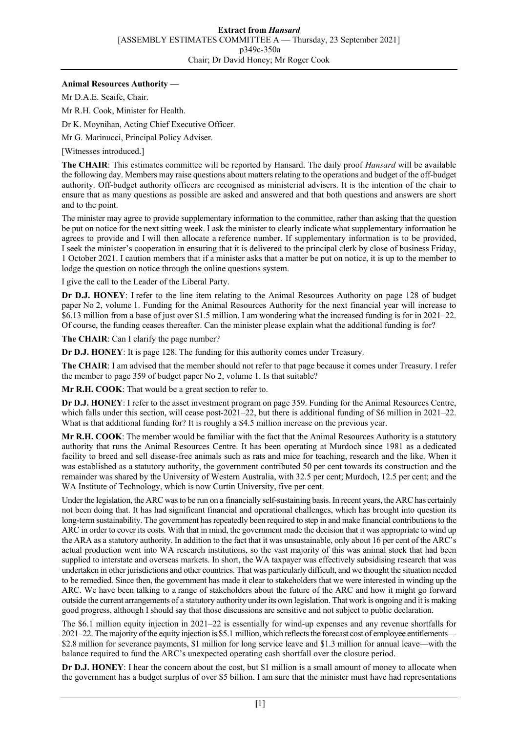**Animal Resources Authority —**

Mr D.A.E. Scaife, Chair.

Mr R.H. Cook, Minister for Health.

Dr K. Moynihan, Acting Chief Executive Officer.

Mr G. Marinucci, Principal Policy Adviser.

[Witnesses introduced.]

**The CHAIR**: This estimates committee will be reported by Hansard. The daily proof *Hansard* will be available the following day. Members may raise questions about matters relating to the operations and budget of the off-budget authority. Off-budget authority officers are recognised as ministerial advisers. It is the intention of the chair to ensure that as many questions as possible are asked and answered and that both questions and answers are short and to the point.

The minister may agree to provide supplementary information to the committee, rather than asking that the question be put on notice for the next sitting week. I ask the minister to clearly indicate what supplementary information he agrees to provide and I will then allocate a reference number. If supplementary information is to be provided, I seek the minister's cooperation in ensuring that it is delivered to the principal clerk by close of business Friday, 1 October 2021. I caution members that if a minister asks that a matter be put on notice, it is up to the member to lodge the question on notice through the online questions system.

I give the call to the Leader of the Liberal Party.

**Dr D.J. HONEY**: I refer to the line item relating to the Animal Resources Authority on page 128 of budget paper No 2, volume 1. Funding for the Animal Resources Authority for the next financial year will increase to $6.13 million from a base of just over $1.5 million. I am wondering what the increased funding is for in 2021–22. Of course, the funding ceases thereafter. Can the minister please explain what the additional funding is for?

**The CHAIR**: Can I clarify the page number?

**Dr D.J. HONEY**: It is page 128. The funding for this authority comes under Treasury.

**The CHAIR**: I am advised that the member should not refer to that page because it comes under Treasury. I refer the member to page 359 of budget paper No 2, volume 1. Is that suitable?

**Mr R.H. COOK**: That would be a great section to refer to.

**Dr D.J. HONEY**: I refer to the asset investment program on page 359. Funding for the Animal Resources Centre, which falls under this section, will cease post-2021–22, but there is additional funding of $6 million in 2021–22. What is that additional funding for? It is roughly a $4.5 million increase on the previous year.

**Mr R.H. COOK**: The member would be familiar with the fact that the Animal Resources Authority is a statutory authority that runs the Animal Resources Centre. It has been operating at Murdoch since 1981 as a dedicated facility to breed and sell disease-free animals such as rats and mice for teaching, research and the like. When it was established as a statutory authority, the government contributed 50 per cent towards its construction and the remainder was shared by the University of Western Australia, with 32.5 per cent; Murdoch, 12.5 per cent; and the WA Institute of Technology, which is now Curtin University, five per cent.

Under the legislation, the ARC was to be run on a financially self-sustaining basis. In recent years, the ARC has certainly not been doing that. It has had significant financial and operational challenges, which has brought into question its long-term sustainability. The government has repeatedly been required to step in and make financial contributions to the ARC in order to cover its costs. With that in mind, the government made the decision that it was appropriate to wind up the ARA as a statutory authority. In addition to the fact that it was unsustainable, only about 16 per cent of the ARC's actual production went into WA research institutions, so the vast majority of this was animal stock that had been supplied to interstate and overseas markets. In short, the WA taxpayer was effectively subsidising research that was undertaken in other jurisdictions and other countries. That was particularly difficult, and we thought the situation needed to be remedied. Since then, the government has made it clear to stakeholders that we were interested in winding up the ARC. We have been talking to a range of stakeholders about the future of the ARC and how it might go forward outside the current arrangements of a statutory authority under its own legislation. That work is ongoing and it is making good progress, although I should say that those discussions are sensitive and not subject to public declaration.

The $6.1 million equity injection in 2021–22 is essentially for wind-up expenses and any revenue shortfalls for 2021–22. The majority of the equity injection is $5.1 million, which reflects the forecast cost of employee entitlements—$2.8 million for severance payments, $1 million for long service leave and $1.3 million for annual leave—with the balance required to fund the ARC's unexpected operating cash shortfall over the closure period.

**Dr D.J. HONEY**: I hear the concern about the cost, but $1 million is a small amount of money to allocate when the government has a budget surplus of over $5 billion. I am sure that the minister must have had representations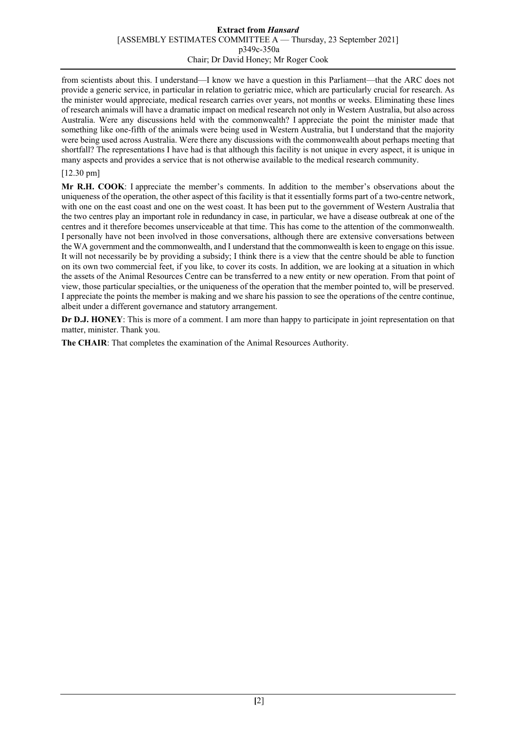from scientists about this. I understand—I know we have a question in this Parliament—that the ARC does not provide a generic service, in particular in relation to geriatric mice, which are particularly crucial for research. As the minister would appreciate, medical research carries over years, not months or weeks. Eliminating these lines of research animals will have a dramatic impact on medical research not only in Western Australia, but also across Australia. Were any discussions held with the commonwealth? I appreciate the point the minister made that something like one-fifth of the animals were being used in Western Australia, but I understand that the majority were being used across Australia. Were there any discussions with the commonwealth about perhaps meeting that shortfall? The representations I have had is that although this facility is not unique in every aspect, it is unique in many aspects and provides a service that is not otherwise available to the medical research community.

[12.30 pm]

**Mr R.H. COOK**: I appreciate the member's comments. In addition to the member's observations about the uniqueness of the operation, the other aspect of this facility is that it essentially forms part of a two-centre network, with one on the east coast and one on the west coast. It has been put to the government of Western Australia that the two centres play an important role in redundancy in case, in particular, we have a disease outbreak at one of the centres and it therefore becomes unserviceable at that time. This has come to the attention of the commonwealth. I personally have not been involved in those conversations, although there are extensive conversations between the WA government and the commonwealth, and I understand that the commonwealth is keen to engage on this issue. It will not necessarily be by providing a subsidy; I think there is a view that the centre should be able to function on its own two commercial feet, if you like, to cover its costs. In addition, we are looking at a situation in which the assets of the Animal Resources Centre can be transferred to a new entity or new operation. From that point of view, those particular specialties, or the uniqueness of the operation that the member pointed to, will be preserved. I appreciate the points the member is making and we share his passion to see the operations of the centre continue, albeit under a different governance and statutory arrangement.

**Dr D.J. HONEY**: This is more of a comment. I am more than happy to participate in joint representation on that matter, minister. Thank you.

**The CHAIR**: That completes the examination of the Animal Resources Authority.